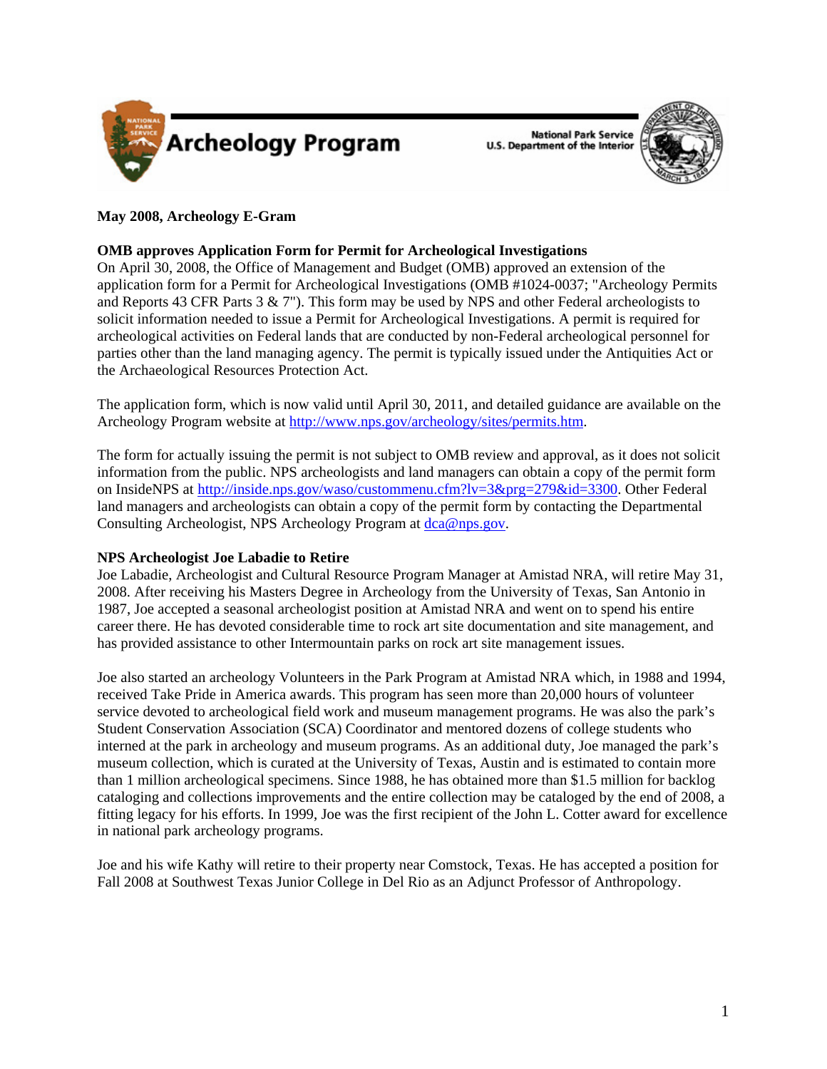# Archeology Program

National Park Service
U.S. Department of the Interior

**May 2008, Archeology E-Gram**

## OMB approves Application Form for Permit for Archeological Investigations

On April 30, 2008, the Office of Management and Budget (OMB) approved an extension of the application form for a Permit for Archeological Investigations (OMB #1024-0037; "Archeology Permits and Reports 43 CFR Parts 3 & 7"). This form may be used by NPS and other Federal archeologists to solicit information needed to issue a Permit for Archeological Investigations. A permit is required for archeological activities on Federal lands that are conducted by non-Federal archeological personnel for parties other than the land managing agency. The permit is typically issued under the Antiquities Act or the Archaeological Resources Protection Act.

The application form, which is now valid until April 30, 2011, and detailed guidance are available on the Archeology Program website at http://www.nps.gov/archeology/sites/permits.htm.

The form for actually issuing the permit is not subject to OMB review and approval, as it does not solicit information from the public. NPS archeologists and land managers can obtain a copy of the permit form on InsideNPS at http://inside.nps.gov/waso/custommenu.cfm?lv=3&prg=279&id=3300. Other Federal land managers and archeologists can obtain a copy of the permit form by contacting the Departmental Consulting Archeologist, NPS Archeology Program at dca@nps.gov.

## NPS Archeologist Joe Labadie to Retire

Joe Labadie, Archeologist and Cultural Resource Program Manager at Amistad NRA, will retire May 31, 2008. After receiving his Masters Degree in Archeology from the University of Texas, San Antonio in 1987, Joe accepted a seasonal archeologist position at Amistad NRA and went on to spend his entire career there. He has devoted considerable time to rock art site documentation and site management, and has provided assistance to other Intermountain parks on rock art site management issues.

Joe also started an archeology Volunteers in the Park Program at Amistad NRA which, in 1988 and 1994, received Take Pride in America awards. This program has seen more than 20,000 hours of volunteer service devoted to archeological field work and museum management programs. He was also the park's Student Conservation Association (SCA) Coordinator and mentored dozens of college students who interned at the park in archeology and museum programs. As an additional duty, Joe managed the park's museum collection, which is curated at the University of Texas, Austin and is estimated to contain more than 1 million archeological specimens. Since 1988, he has obtained more than $1.5 million for backlog cataloging and collections improvements and the entire collection may be cataloged by the end of 2008, a fitting legacy for his efforts. In 1999, Joe was the first recipient of the John L. Cotter award for excellence in national park archeology programs.

Joe and his wife Kathy will retire to their property near Comstock, Texas. He has accepted a position for Fall 2008 at Southwest Texas Junior College in Del Rio as an Adjunct Professor of Anthropology.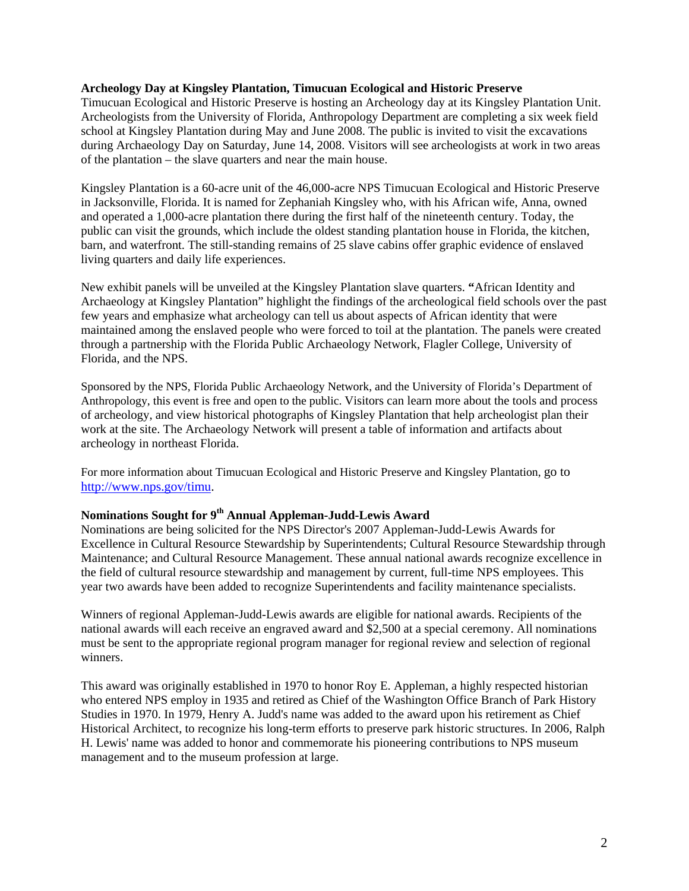**Archeology Day at Kingsley Plantation, Timucuan Ecological and Historic Preserve**

Timucuan Ecological and Historic Preserve is hosting an Archeology day at its Kingsley Plantation Unit. Archeologists from the University of Florida, Anthropology Department are completing a six week field school at Kingsley Plantation during May and June 2008. The public is invited to visit the excavations during Archaeology Day on Saturday, June 14, 2008. Visitors will see archeologists at work in two areas of the plantation – the slave quarters and near the main house.

Kingsley Plantation is a 60-acre unit of the 46,000-acre NPS Timucuan Ecological and Historic Preserve in Jacksonville, Florida. It is named for Zephaniah Kingsley who, with his African wife, Anna, owned and operated a 1,000-acre plantation there during the first half of the nineteenth century. Today, the public can visit the grounds, which include the oldest standing plantation house in Florida, the kitchen, barn, and waterfront. The still-standing remains of 25 slave cabins offer graphic evidence of enslaved living quarters and daily life experiences.

New exhibit panels will be unveiled at the Kingsley Plantation slave quarters. **"**African Identity and Archaeology at Kingsley Plantation" highlight the findings of the archeological field schools over the past few years and emphasize what archeology can tell us about aspects of African identity that were maintained among the enslaved people who were forced to toil at the plantation. The panels were created through a partnership with the Florida Public Archaeology Network, Flagler College, University of Florida, and the NPS.

Sponsored by the NPS, Florida Public Archaeology Network, and the University of Florida's Department of Anthropology, this event is free and open to the public. Visitors can learn more about the tools and process of archeology, and view historical photographs of Kingsley Plantation that help archeologist plan their work at the site. The Archaeology Network will present a table of information and artifacts about archeology in northeast Florida.

For more information about Timucuan Ecological and Historic Preserve and Kingsley Plantation, go to http://www.nps.gov/timu.

**Nominations Sought for 9th Annual Appleman-Judd-Lewis Award**

Nominations are being solicited for the NPS Director's 2007 Appleman-Judd-Lewis Awards for Excellence in Cultural Resource Stewardship by Superintendents; Cultural Resource Stewardship through Maintenance; and Cultural Resource Management. These annual national awards recognize excellence in the field of cultural resource stewardship and management by current, full-time NPS employees. This year two awards have been added to recognize Superintendents and facility maintenance specialists.

Winners of regional Appleman-Judd-Lewis awards are eligible for national awards. Recipients of the national awards will each receive an engraved award and $2,500 at a special ceremony. All nominations must be sent to the appropriate regional program manager for regional review and selection of regional winners.

This award was originally established in 1970 to honor Roy E. Appleman, a highly respected historian who entered NPS employ in 1935 and retired as Chief of the Washington Office Branch of Park History Studies in 1970. In 1979, Henry A. Judd's name was added to the award upon his retirement as Chief Historical Architect, to recognize his long-term efforts to preserve park historic structures. In 2006, Ralph H. Lewis' name was added to honor and commemorate his pioneering contributions to NPS museum management and to the museum profession at large.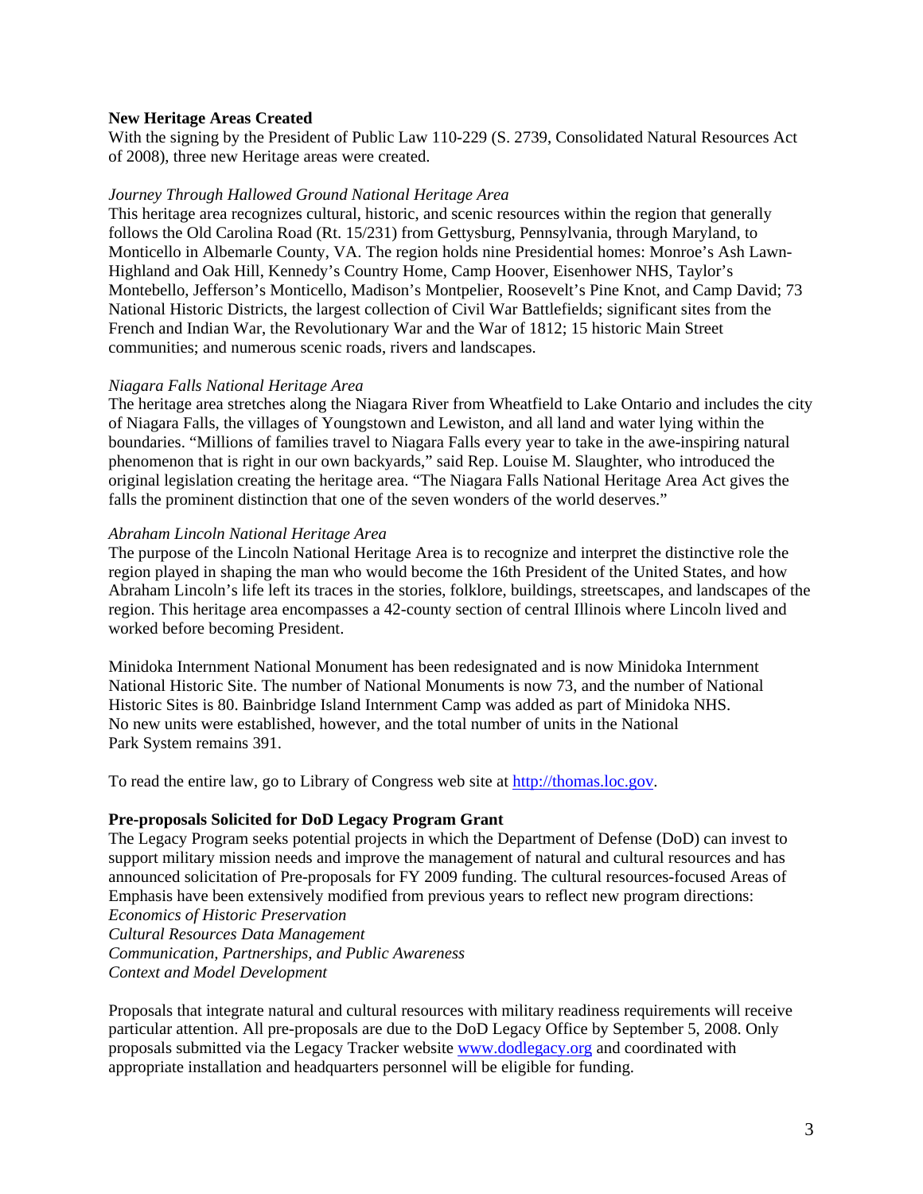**New Heritage Areas Created**

With the signing by the President of Public Law 110-229 (S. 2739, Consolidated Natural Resources Act of 2008), three new Heritage areas were created.

*Journey Through Hallowed Ground National Heritage Area*

This heritage area recognizes cultural, historic, and scenic resources within the region that generally follows the Old Carolina Road (Rt. 15/231) from Gettysburg, Pennsylvania, through Maryland, to Monticello in Albemarle County, VA. The region holds nine Presidential homes: Monroe's Ash Lawn-Highland and Oak Hill, Kennedy's Country Home, Camp Hoover, Eisenhower NHS, Taylor's Montebello, Jefferson's Monticello, Madison's Montpelier, Roosevelt's Pine Knot, and Camp David; 73 National Historic Districts, the largest collection of Civil War Battlefields; significant sites from the French and Indian War, the Revolutionary War and the War of 1812; 15 historic Main Street communities; and numerous scenic roads, rivers and landscapes.

*Niagara Falls National Heritage Area*

The heritage area stretches along the Niagara River from Wheatfield to Lake Ontario and includes the city of Niagara Falls, the villages of Youngstown and Lewiston, and all land and water lying within the boundaries. "Millions of families travel to Niagara Falls every year to take in the awe-inspiring natural phenomenon that is right in our own backyards," said Rep. Louise M. Slaughter, who introduced the original legislation creating the heritage area. "The Niagara Falls National Heritage Area Act gives the falls the prominent distinction that one of the seven wonders of the world deserves."

*Abraham Lincoln National Heritage Area*

The purpose of the Lincoln National Heritage Area is to recognize and interpret the distinctive role the region played in shaping the man who would become the 16th President of the United States, and how Abraham Lincoln's life left its traces in the stories, folklore, buildings, streetscapes, and landscapes of the region. This heritage area encompasses a 42-county section of central Illinois where Lincoln lived and worked before becoming President.

Minidoka Internment National Monument has been redesignated and is now Minidoka Internment National Historic Site. The number of National Monuments is now 73, and the number of National Historic Sites is 80. Bainbridge Island Internment Camp was added as part of Minidoka NHS. No new units were established, however, and the total number of units in the National Park System remains 391.

To read the entire law, go to Library of Congress web site at http://thomas.loc.gov.

**Pre-proposals Solicited for DoD Legacy Program Grant**

The Legacy Program seeks potential projects in which the Department of Defense (DoD) can invest to support military mission needs and improve the management of natural and cultural resources and has announced solicitation of Pre-proposals for FY 2009 funding. The cultural resources-focused Areas of Emphasis have been extensively modified from previous years to reflect new program directions:

*Economics of Historic Preservation*
*Cultural Resources Data Management*
*Communication, Partnerships, and Public Awareness*
*Context and Model Development*

Proposals that integrate natural and cultural resources with military readiness requirements will receive particular attention. All pre-proposals are due to the DoD Legacy Office by September 5, 2008. Only proposals submitted via the Legacy Tracker website www.dodlegacy.org and coordinated with appropriate installation and headquarters personnel will be eligible for funding.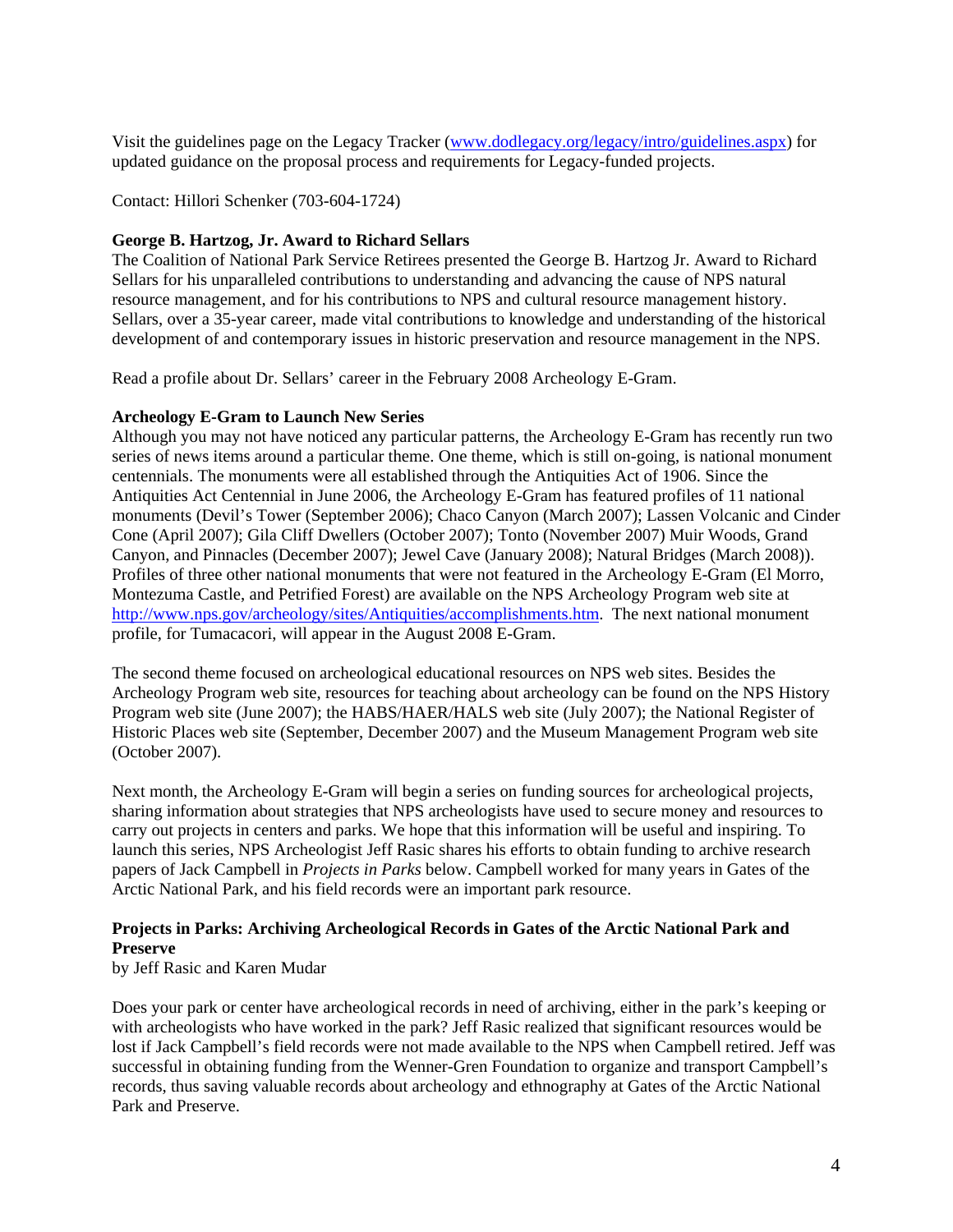Visit the guidelines page on the Legacy Tracker ([www.dodlegacy.org/legacy/intro/guidelines.aspx](www.dodlegacy.org/legacy/intro/guidelines.aspx)) for updated guidance on the proposal process and requirements for Legacy-funded projects.

Contact: Hillori Schenker (703-604-1724)

**George B. Hartzog, Jr. Award to Richard Sellars**

The Coalition of National Park Service Retirees presented the George B. Hartzog Jr. Award to Richard Sellars for his unparalleled contributions to understanding and advancing the cause of NPS natural resource management, and for his contributions to NPS and cultural resource management history. Sellars, over a 35-year career, made vital contributions to knowledge and understanding of the historical development of and contemporary issues in historic preservation and resource management in the NPS.

Read a profile about Dr. Sellars' career in the February 2008 Archeology E-Gram.

**Archeology E-Gram to Launch New Series**

Although you may not have noticed any particular patterns, the Archeology E-Gram has recently run two series of news items around a particular theme. One theme, which is still on-going, is national monument centennials. The monuments were all established through the Antiquities Act of 1906. Since the Antiquities Act Centennial in June 2006, the Archeology E-Gram has featured profiles of 11 national monuments (Devil's Tower (September 2006); Chaco Canyon (March 2007); Lassen Volcanic and Cinder Cone (April 2007); Gila Cliff Dwellers (October 2007); Tonto (November 2007) Muir Woods, Grand Canyon, and Pinnacles (December 2007); Jewel Cave (January 2008); Natural Bridges (March 2008)). Profiles of three other national monuments that were not featured in the Archeology E-Gram (El Morro, Montezuma Castle, and Petrified Forest) are available on the NPS Archeology Program web site at [http://www.nps.gov/archeology/sites/Antiquities/accomplishments.htm](http://www.nps.gov/archeology/sites/Antiquities/accomplishments.htm). The next national monument profile, for Tumacacori, will appear in the August 2008 E-Gram.

The second theme focused on archeological educational resources on NPS web sites. Besides the Archeology Program web site, resources for teaching about archeology can be found on the NPS History Program web site (June 2007); the HABS/HAER/HALS web site (July 2007); the National Register of Historic Places web site (September, December 2007) and the Museum Management Program web site (October 2007).

Next month, the Archeology E-Gram will begin a series on funding sources for archeological projects, sharing information about strategies that NPS archeologists have used to secure money and resources to carry out projects in centers and parks. We hope that this information will be useful and inspiring. To launch this series, NPS Archeologist Jeff Rasic shares his efforts to obtain funding to archive research papers of Jack Campbell in *Projects in Parks* below. Campbell worked for many years in Gates of the Arctic National Park, and his field records were an important park resource.

**Projects in Parks: Archiving Archeological Records in Gates of the Arctic National Park and Preserve**

by Jeff Rasic and Karen Mudar

Does your park or center have archeological records in need of archiving, either in the park's keeping or with archeologists who have worked in the park? Jeff Rasic realized that significant resources would be lost if Jack Campbell's field records were not made available to the NPS when Campbell retired. Jeff was successful in obtaining funding from the Wenner-Gren Foundation to organize and transport Campbell's records, thus saving valuable records about archeology and ethnography at Gates of the Arctic National Park and Preserve.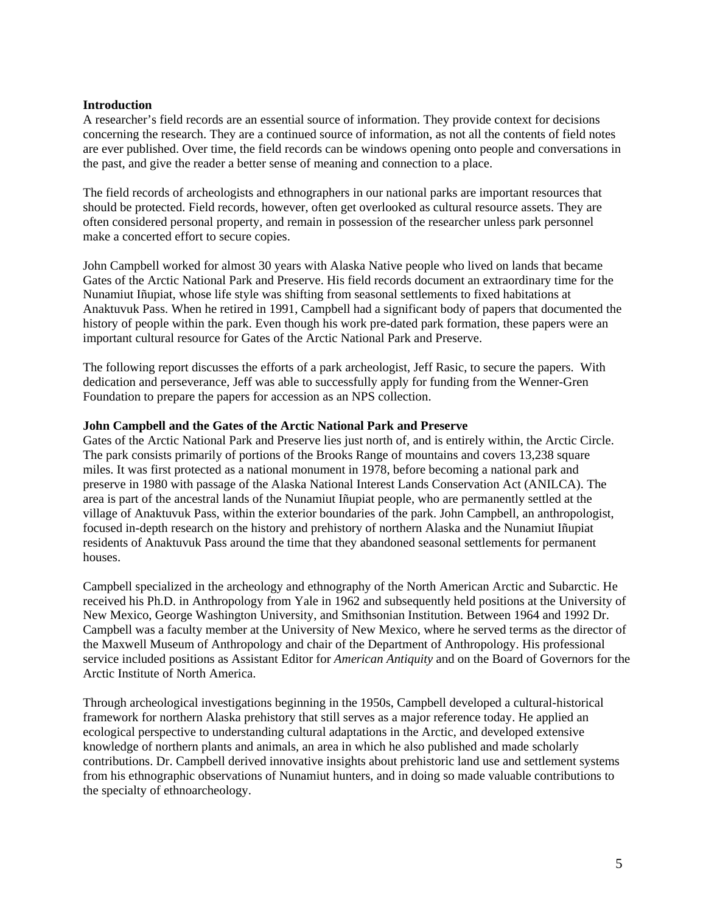**Introduction**

A researcher's field records are an essential source of information. They provide context for decisions concerning the research. They are a continued source of information, as not all the contents of field notes are ever published. Over time, the field records can be windows opening onto people and conversations in the past, and give the reader a better sense of meaning and connection to a place.

The field records of archeologists and ethnographers in our national parks are important resources that should be protected. Field records, however, often get overlooked as cultural resource assets. They are often considered personal property, and remain in possession of the researcher unless park personnel make a concerted effort to secure copies.

John Campbell worked for almost 30 years with Alaska Native people who lived on lands that became Gates of the Arctic National Park and Preserve. His field records document an extraordinary time for the Nunamiut Iñupiat, whose life style was shifting from seasonal settlements to fixed habitations at Anaktuvuk Pass. When he retired in 1991, Campbell had a significant body of papers that documented the history of people within the park. Even though his work pre-dated park formation, these papers were an important cultural resource for Gates of the Arctic National Park and Preserve.

The following report discusses the efforts of a park archeologist, Jeff Rasic, to secure the papers. With dedication and perseverance, Jeff was able to successfully apply for funding from the Wenner-Gren Foundation to prepare the papers for accession as an NPS collection.

**John Campbell and the Gates of the Arctic National Park and Preserve**

Gates of the Arctic National Park and Preserve lies just north of, and is entirely within, the Arctic Circle. The park consists primarily of portions of the Brooks Range of mountains and covers 13,238 square miles. It was first protected as a national monument in 1978, before becoming a national park and preserve in 1980 with passage of the Alaska National Interest Lands Conservation Act (ANILCA). The area is part of the ancestral lands of the Nunamiut Iñupiat people, who are permanently settled at the village of Anaktuvuk Pass, within the exterior boundaries of the park. John Campbell, an anthropologist, focused in-depth research on the history and prehistory of northern Alaska and the Nunamiut Iñupiat residents of Anaktuvuk Pass around the time that they abandoned seasonal settlements for permanent houses.

Campbell specialized in the archeology and ethnography of the North American Arctic and Subarctic. He received his Ph.D. in Anthropology from Yale in 1962 and subsequently held positions at the University of New Mexico, George Washington University, and Smithsonian Institution. Between 1964 and 1992 Dr. Campbell was a faculty member at the University of New Mexico, where he served terms as the director of the Maxwell Museum of Anthropology and chair of the Department of Anthropology. His professional service included positions as Assistant Editor for *American Antiquity* and on the Board of Governors for the Arctic Institute of North America.

Through archeological investigations beginning in the 1950s, Campbell developed a cultural-historical framework for northern Alaska prehistory that still serves as a major reference today. He applied an ecological perspective to understanding cultural adaptations in the Arctic, and developed extensive knowledge of northern plants and animals, an area in which he also published and made scholarly contributions. Dr. Campbell derived innovative insights about prehistoric land use and settlement systems from his ethnographic observations of Nunamiut hunters, and in doing so made valuable contributions to the specialty of ethnoarcheology.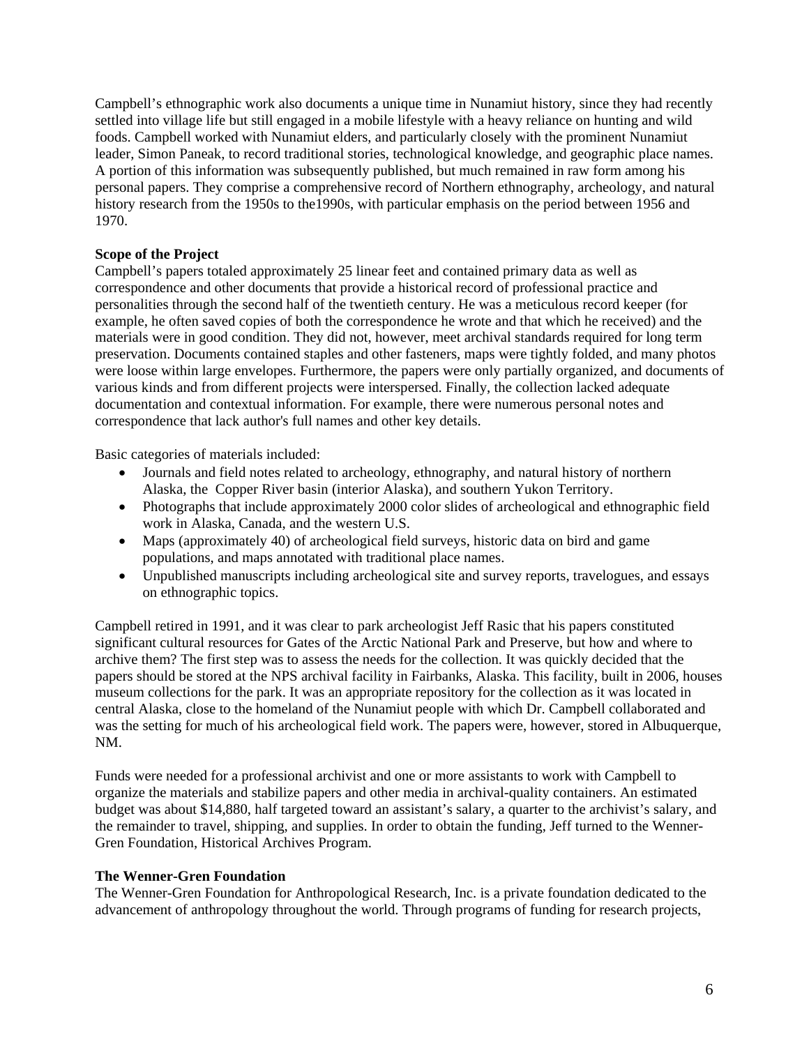Campbell's ethnographic work also documents a unique time in Nunamiut history, since they had recently settled into village life but still engaged in a mobile lifestyle with a heavy reliance on hunting and wild foods. Campbell worked with Nunamiut elders, and particularly closely with the prominent Nunamiut leader, Simon Paneak, to record traditional stories, technological knowledge, and geographic place names. A portion of this information was subsequently published, but much remained in raw form among his personal papers. They comprise a comprehensive record of Northern ethnography, archeology, and natural history research from the 1950s to the1990s, with particular emphasis on the period between 1956 and 1970.

**Scope of the Project**

Campbell's papers totaled approximately 25 linear feet and contained primary data as well as correspondence and other documents that provide a historical record of professional practice and personalities through the second half of the twentieth century. He was a meticulous record keeper (for example, he often saved copies of both the correspondence he wrote and that which he received) and the materials were in good condition. They did not, however, meet archival standards required for long term preservation. Documents contained staples and other fasteners, maps were tightly folded, and many photos were loose within large envelopes. Furthermore, the papers were only partially organized, and documents of various kinds and from different projects were interspersed. Finally, the collection lacked adequate documentation and contextual information. For example, there were numerous personal notes and correspondence that lack author's full names and other key details.

Basic categories of materials included:

- Journals and field notes related to archeology, ethnography, and natural history of northern Alaska, the Copper River basin (interior Alaska), and southern Yukon Territory.
- Photographs that include approximately 2000 color slides of archeological and ethnographic field work in Alaska, Canada, and the western U.S.
- Maps (approximately 40) of archeological field surveys, historic data on bird and game populations, and maps annotated with traditional place names.
- Unpublished manuscripts including archeological site and survey reports, travelogues, and essays on ethnographic topics.

Campbell retired in 1991, and it was clear to park archeologist Jeff Rasic that his papers constituted significant cultural resources for Gates of the Arctic National Park and Preserve, but how and where to archive them? The first step was to assess the needs for the collection. It was quickly decided that the papers should be stored at the NPS archival facility in Fairbanks, Alaska. This facility, built in 2006, houses museum collections for the park. It was an appropriate repository for the collection as it was located in central Alaska, close to the homeland of the Nunamiut people with which Dr. Campbell collaborated and was the setting for much of his archeological field work. The papers were, however, stored in Albuquerque, NM.

Funds were needed for a professional archivist and one or more assistants to work with Campbell to organize the materials and stabilize papers and other media in archival-quality containers. An estimated budget was about $14,880, half targeted toward an assistant's salary, a quarter to the archivist's salary, and the remainder to travel, shipping, and supplies. In order to obtain the funding, Jeff turned to the Wenner-Gren Foundation, Historical Archives Program.

**The Wenner-Gren Foundation**

The Wenner-Gren Foundation for Anthropological Research, Inc. is a private foundation dedicated to the advancement of anthropology throughout the world. Through programs of funding for research projects,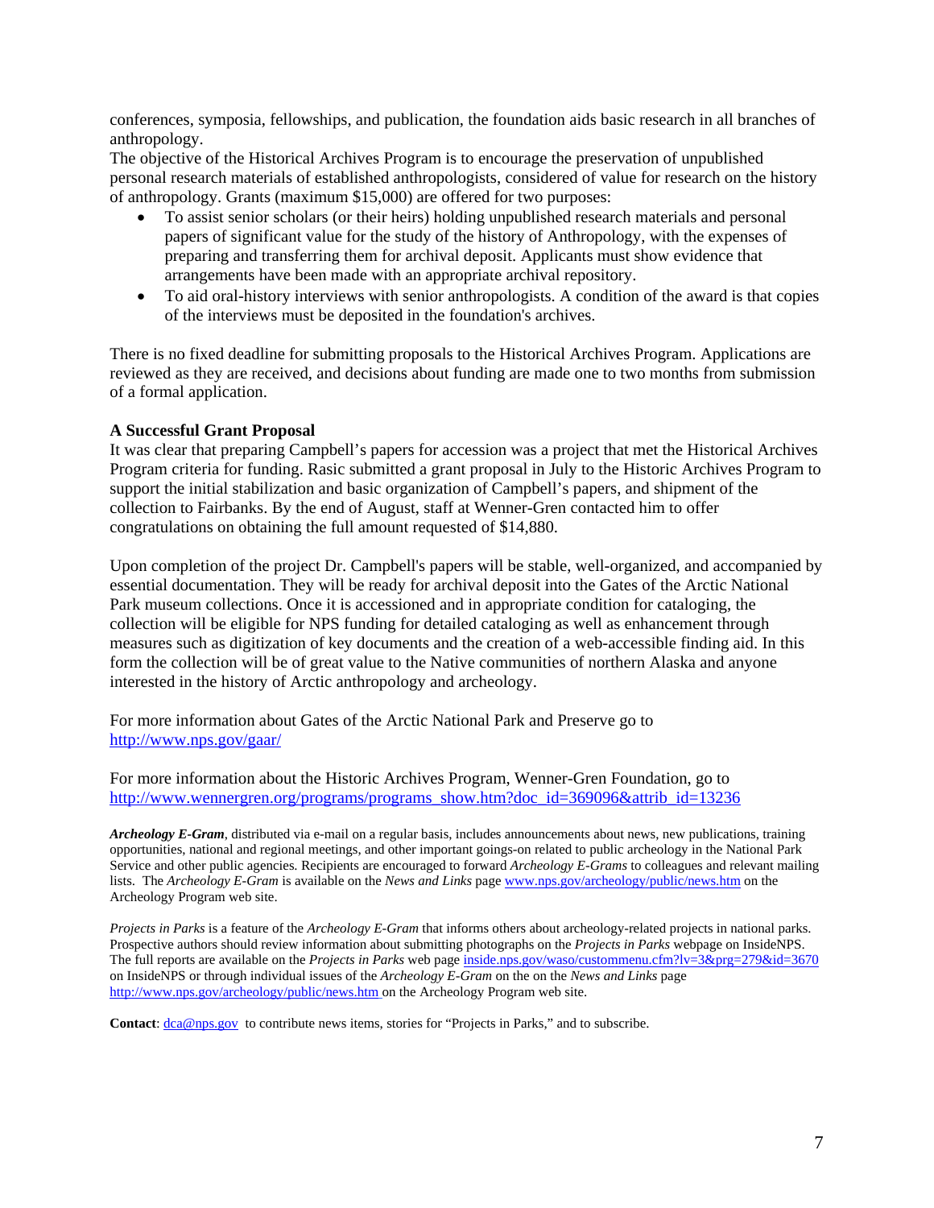conferences, symposia, fellowships, and publication, the foundation aids basic research in all branches of anthropology.

The objective of the Historical Archives Program is to encourage the preservation of unpublished personal research materials of established anthropologists, considered of value for research on the history of anthropology. Grants (maximum $15,000) are offered for two purposes:

- To assist senior scholars (or their heirs) holding unpublished research materials and personal papers of significant value for the study of the history of Anthropology, with the expenses of preparing and transferring them for archival deposit. Applicants must show evidence that arrangements have been made with an appropriate archival repository.
- To aid oral-history interviews with senior anthropologists. A condition of the award is that copies of the interviews must be deposited in the foundation's archives.

There is no fixed deadline for submitting proposals to the Historical Archives Program. Applications are reviewed as they are received, and decisions about funding are made one to two months from submission of a formal application.

**A Successful Grant Proposal**

It was clear that preparing Campbell's papers for accession was a project that met the Historical Archives Program criteria for funding. Rasic submitted a grant proposal in July to the Historic Archives Program to support the initial stabilization and basic organization of Campbell's papers, and shipment of the collection to Fairbanks. By the end of August, staff at Wenner-Gren contacted him to offer congratulations on obtaining the full amount requested of $14,880.

Upon completion of the project Dr. Campbell's papers will be stable, well-organized, and accompanied by essential documentation. They will be ready for archival deposit into the Gates of the Arctic National Park museum collections. Once it is accessioned and in appropriate condition for cataloging, the collection will be eligible for NPS funding for detailed cataloging as well as enhancement through measures such as digitization of key documents and the creation of a web-accessible finding aid. In this form the collection will be of great value to the Native communities of northern Alaska and anyone interested in the history of Arctic anthropology and archeology.

For more information about Gates of the Arctic National Park and Preserve go to http://www.nps.gov/gaar/

For more information about the Historic Archives Program, Wenner-Gren Foundation, go to http://www.wennergren.org/programs/programs_show.htm?doc_id=369096&attrib_id=13236

***Archeology E-Gram***, distributed via e-mail on a regular basis, includes announcements about news, new publications, training opportunities, national and regional meetings, and other important goings-on related to public archeology in the National Park Service and other public agencies. Recipients are encouraged to forward *Archeology E-Grams* to colleagues and relevant mailing lists. The *Archeology E-Gram* is available on the *News and Links* page www.nps.gov/archeology/public/news.htm on the Archeology Program web site.

*Projects in Parks* is a feature of the *Archeology E-Gram* that informs others about archeology-related projects in national parks. Prospective authors should review information about submitting photographs on the *Projects in Parks* webpage on InsideNPS. The full reports are available on the *Projects in Parks* web page inside.nps.gov/waso/custommenu.cfm?lv=3&prg=279&id=3670 on InsideNPS or through individual issues of the *Archeology E-Gram* on the on the *News and Links* page http://www.nps.gov/archeology/public/news.htm on the Archeology Program web site.

**Contact**: dca@nps.gov to contribute news items, stories for "Projects in Parks," and to subscribe.